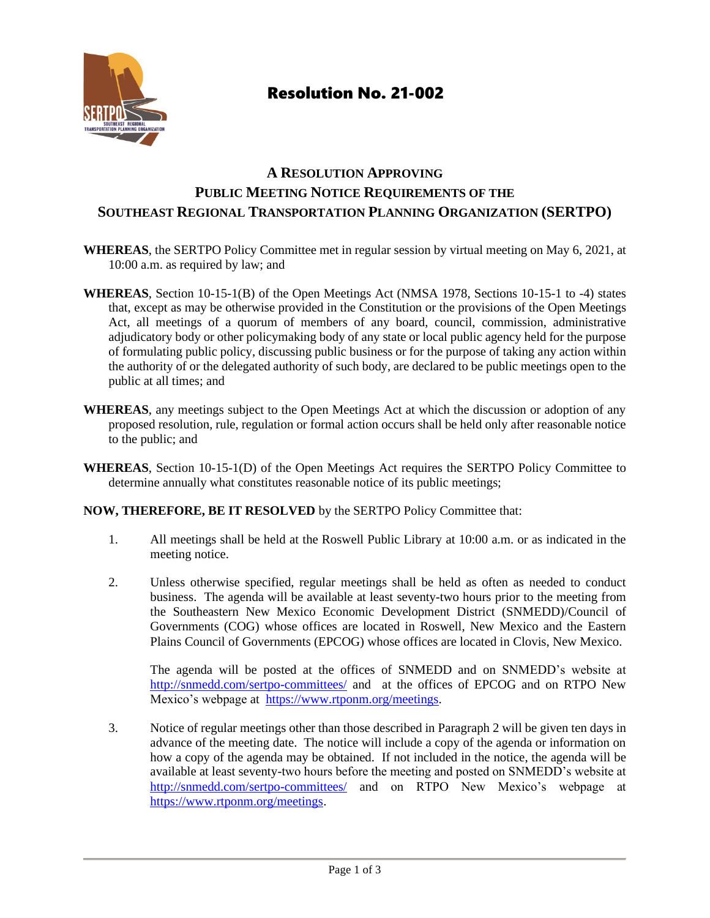# Resolution No. 21-002

## A Resolution Approving Public Meeting Notice Requirements of the Southeast Regional Transportation Planning Organization (SERTPO)

**WHEREAS**, the SERTPO Policy Committee met in regular session by virtual meeting on May 6, 2021, at 10:00 a.m. as required by law; and

**WHEREAS**, Section 10-15-1(B) of the Open Meetings Act (NMSA 1978, Sections 10-15-1 to -4) states that, except as may be otherwise provided in the Constitution or the provisions of the Open Meetings Act, all meetings of a quorum of members of any board, council, commission, administrative adjudicatory body or other policymaking body of any state or local public agency held for the purpose of formulating public policy, discussing public business or for the purpose of taking any action within the authority of or the delegated authority of such body, are declared to be public meetings open to the public at all times; and

**WHEREAS**, any meetings subject to the Open Meetings Act at which the discussion or adoption of any proposed resolution, rule, regulation or formal action occurs shall be held only after reasonable notice to the public; and

**WHEREAS**, Section 10-15-1(D) of the Open Meetings Act requires the SERTPO Policy Committee to determine annually what constitutes reasonable notice of its public meetings;

**NOW, THEREFORE, BE IT RESOLVED** by the SERTPO Policy Committee that:

1. All meetings shall be held at the Roswell Public Library at 10:00 a.m. or as indicated in the meeting notice.

2. Unless otherwise specified, regular meetings shall be held as often as needed to conduct business. The agenda will be available at least seventy-two hours prior to the meeting from the Southeastern New Mexico Economic Development District (SNMEDD)/Council of Governments (COG) whose offices are located in Roswell, New Mexico and the Eastern Plains Council of Governments (EPCOG) whose offices are located in Clovis, New Mexico.

   The agenda will be posted at the offices of SNMEDD and on SNMEDD's website at http://snmedd.com/sertpo-committees/ and at the offices of EPCOG and on RTPO New Mexico's webpage at https://www.rtponm.org/meetings.

3. Notice of regular meetings other than those described in Paragraph 2 will be given ten days in advance of the meeting date. The notice will include a copy of the agenda or information on how a copy of the agenda may be obtained. If not included in the notice, the agenda will be available at least seventy-two hours before the meeting and posted on SNMEDD's website at http://snmedd.com/sertpo-committees/ and on RTPO New Mexico's webpage at https://www.rtponm.org/meetings.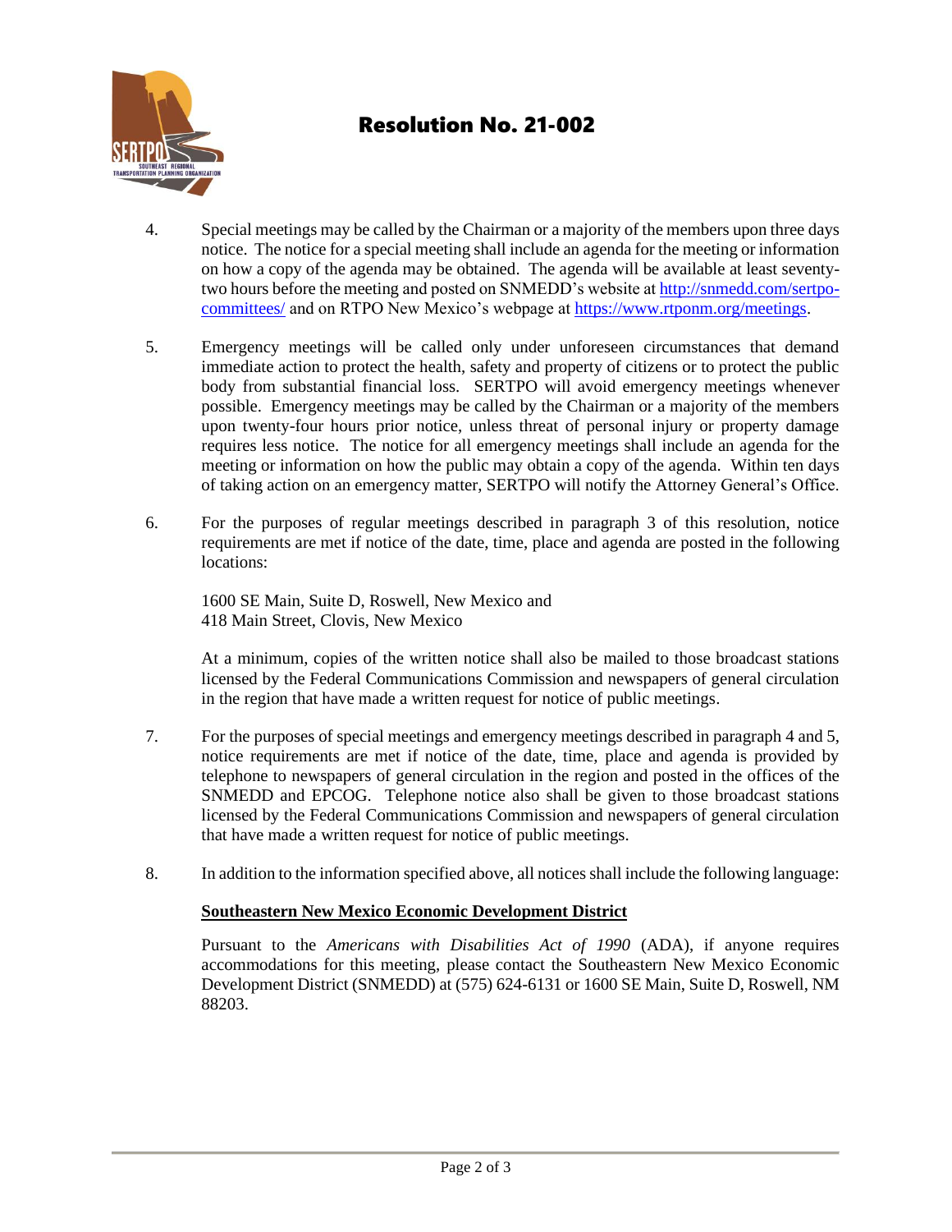# Resolution No. 21-002

4. Special meetings may be called by the Chairman or a majority of the members upon three days notice. The notice for a special meeting shall include an agenda for the meeting or information on how a copy of the agenda may be obtained. The agenda will be available at least seventy-two hours before the meeting and posted on SNMEDD's website at http://snmedd.com/sertpo-committees/ and on RTPO New Mexico's webpage at https://www.rtponm.org/meetings.

5. Emergency meetings will be called only under unforeseen circumstances that demand immediate action to protect the health, safety and property of citizens or to protect the public body from substantial financial loss. SERTPO will avoid emergency meetings whenever possible. Emergency meetings may be called by the Chairman or a majority of the members upon twenty-four hours prior notice, unless threat of personal injury or property damage requires less notice. The notice for all emergency meetings shall include an agenda for the meeting or information on how the public may obtain a copy of the agenda. Within ten days of taking action on an emergency matter, SERTPO will notify the Attorney General's Office.

6. For the purposes of regular meetings described in paragraph 3 of this resolution, notice requirements are met if notice of the date, time, place and agenda are posted in the following locations:

   1600 SE Main, Suite D, Roswell, New Mexico and
   418 Main Street, Clovis, New Mexico

   At a minimum, copies of the written notice shall also be mailed to those broadcast stations licensed by the Federal Communications Commission and newspapers of general circulation in the region that have made a written request for notice of public meetings.

7. For the purposes of special meetings and emergency meetings described in paragraph 4 and 5, notice requirements are met if notice of the date, time, place and agenda is provided by telephone to newspapers of general circulation in the region and posted in the offices of the SNMEDD and EPCOG. Telephone notice also shall be given to those broadcast stations licensed by the Federal Communications Commission and newspapers of general circulation that have made a written request for notice of public meetings.

8. In addition to the information specified above, all notices shall include the following language:

   **Southeastern New Mexico Economic Development District**

   Pursuant to the *Americans with Disabilities Act of 1990* (ADA), if anyone requires accommodations for this meeting, please contact the Southeastern New Mexico Economic Development District (SNMEDD) at (575) 624-6131 or 1600 SE Main, Suite D, Roswell, NM 88203.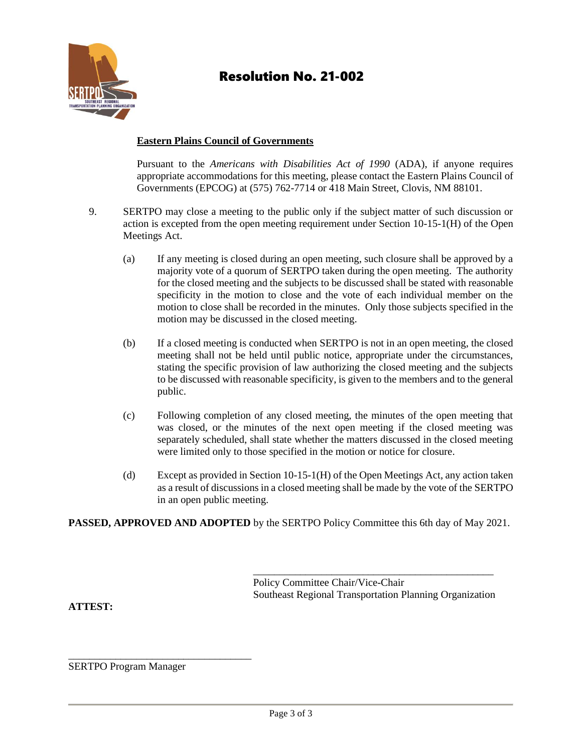# Resolution No. 21-002

**Eastern Plains Council of Governments**

Pursuant to the *Americans with Disabilities Act of 1990* (ADA), if anyone requires appropriate accommodations for this meeting, please contact the Eastern Plains Council of Governments (EPCOG) at (575) 762-7714 or 418 Main Street, Clovis, NM 88101.

9. SERTPO may close a meeting to the public only if the subject matter of such discussion or action is excepted from the open meeting requirement under Section 10-15-1(H) of the Open Meetings Act.

   (a) If any meeting is closed during an open meeting, such closure shall be approved by a majority vote of a quorum of SERTPO taken during the open meeting. The authority for the closed meeting and the subjects to be discussed shall be stated with reasonable specificity in the motion to close and the vote of each individual member on the motion to close shall be recorded in the minutes. Only those subjects specified in the motion may be discussed in the closed meeting.

   (b) If a closed meeting is conducted when SERTPO is not in an open meeting, the closed meeting shall not be held until public notice, appropriate under the circumstances, stating the specific provision of law authorizing the closed meeting and the subjects to be discussed with reasonable specificity, is given to the members and to the general public.

   (c) Following completion of any closed meeting, the minutes of the open meeting that was closed, or the minutes of the next open meeting if the closed meeting was separately scheduled, shall state whether the matters discussed in the closed meeting were limited only to those specified in the motion or notice for closure.

   (d) Except as provided in Section 10-15-1(H) of the Open Meetings Act, any action taken as a result of discussions in a closed meeting shall be made by the vote of the SERTPO in an open public meeting.

**PASSED, APPROVED AND ADOPTED** by the SERTPO Policy Committee this 6th day of May 2021.

______________________________________________
Policy Committee Chair/Vice-Chair
Southeast Regional Transportation Planning Organization

**ATTEST:**

___________________________________
SERTPO Program Manager